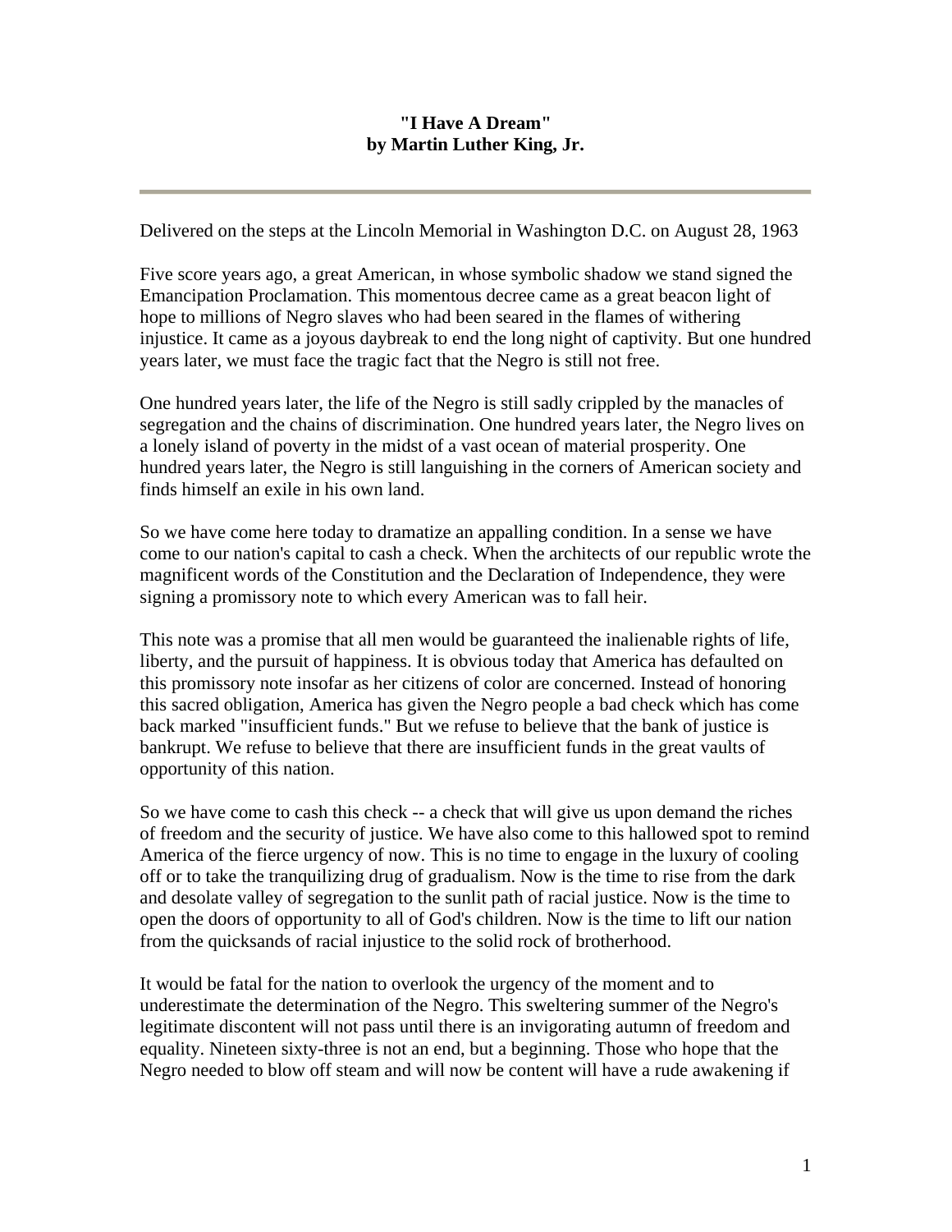# "I Have A Dream"
# by Martin Luther King, Jr.

---

Delivered on the steps at the Lincoln Memorial in Washington D.C. on August 28, 1963

Five score years ago, a great American, in whose symbolic shadow we stand signed the Emancipation Proclamation. This momentous decree came as a great beacon light of hope to millions of Negro slaves who had been seared in the flames of withering injustice. It came as a joyous daybreak to end the long night of captivity. But one hundred years later, we must face the tragic fact that the Negro is still not free.

One hundred years later, the life of the Negro is still sadly crippled by the manacles of segregation and the chains of discrimination. One hundred years later, the Negro lives on a lonely island of poverty in the midst of a vast ocean of material prosperity. One hundred years later, the Negro is still languishing in the corners of American society and finds himself an exile in his own land.

So we have come here today to dramatize an appalling condition. In a sense we have come to our nation's capital to cash a check. When the architects of our republic wrote the magnificent words of the Constitution and the Declaration of Independence, they were signing a promissory note to which every American was to fall heir.

This note was a promise that all men would be guaranteed the inalienable rights of life, liberty, and the pursuit of happiness. It is obvious today that America has defaulted on this promissory note insofar as her citizens of color are concerned. Instead of honoring this sacred obligation, America has given the Negro people a bad check which has come back marked "insufficient funds." But we refuse to believe that the bank of justice is bankrupt. We refuse to believe that there are insufficient funds in the great vaults of opportunity of this nation.

So we have come to cash this check -- a check that will give us upon demand the riches of freedom and the security of justice. We have also come to this hallowed spot to remind America of the fierce urgency of now. This is no time to engage in the luxury of cooling off or to take the tranquilizing drug of gradualism. Now is the time to rise from the dark and desolate valley of segregation to the sunlit path of racial justice. Now is the time to open the doors of opportunity to all of God's children. Now is the time to lift our nation from the quicksands of racial injustice to the solid rock of brotherhood.

It would be fatal for the nation to overlook the urgency of the moment and to underestimate the determination of the Negro. This sweltering summer of the Negro's legitimate discontent will not pass until there is an invigorating autumn of freedom and equality. Nineteen sixty-three is not an end, but a beginning. Those who hope that the Negro needed to blow off steam and will now be content will have a rude awakening if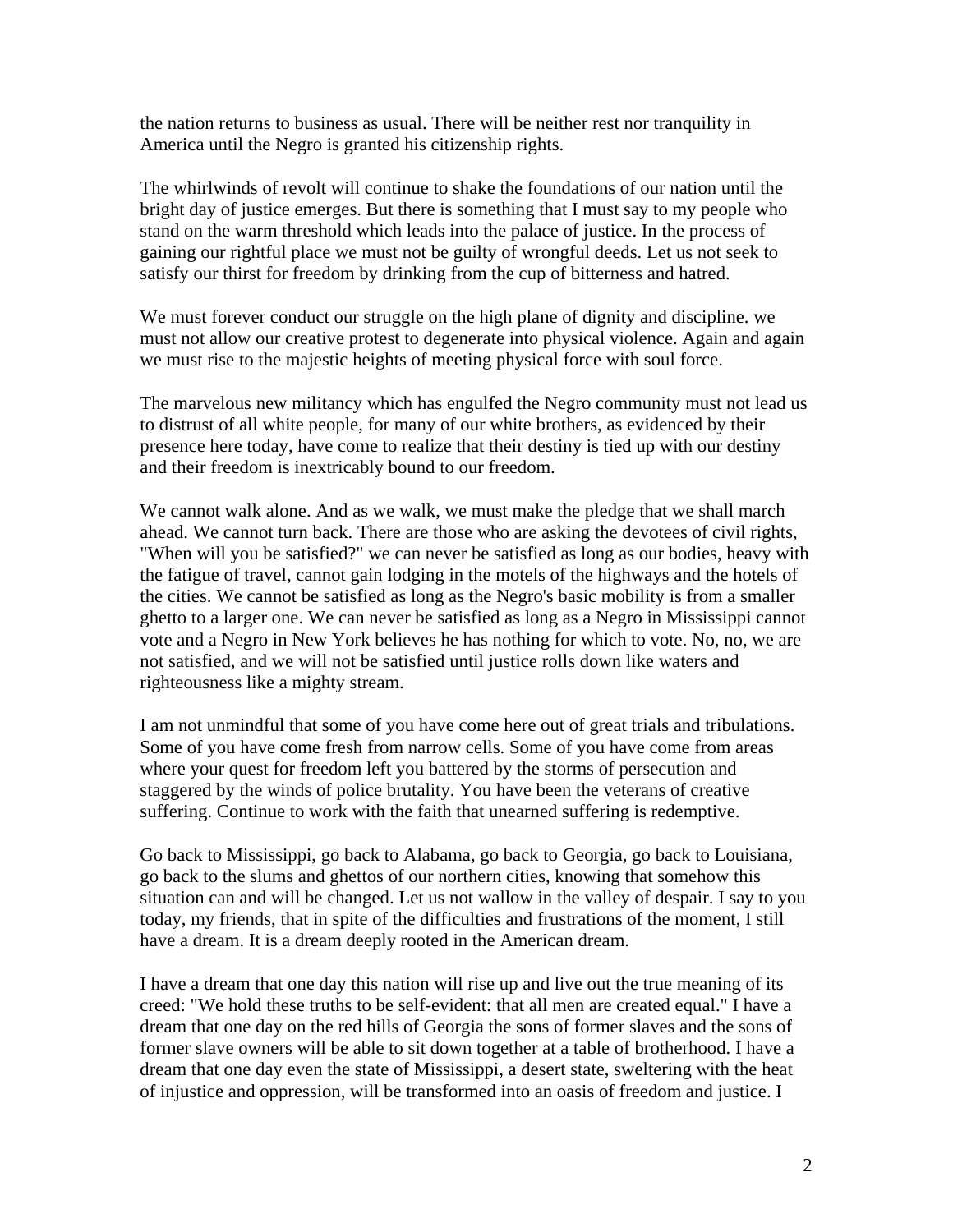the nation returns to business as usual. There will be neither rest nor tranquility in America until the Negro is granted his citizenship rights.

The whirlwinds of revolt will continue to shake the foundations of our nation until the bright day of justice emerges. But there is something that I must say to my people who stand on the warm threshold which leads into the palace of justice. In the process of gaining our rightful place we must not be guilty of wrongful deeds. Let us not seek to satisfy our thirst for freedom by drinking from the cup of bitterness and hatred.

We must forever conduct our struggle on the high plane of dignity and discipline. we must not allow our creative protest to degenerate into physical violence. Again and again we must rise to the majestic heights of meeting physical force with soul force.

The marvelous new militancy which has engulfed the Negro community must not lead us to distrust of all white people, for many of our white brothers, as evidenced by their presence here today, have come to realize that their destiny is tied up with our destiny and their freedom is inextricably bound to our freedom.

We cannot walk alone. And as we walk, we must make the pledge that we shall march ahead. We cannot turn back. There are those who are asking the devotees of civil rights, "When will you be satisfied?" we can never be satisfied as long as our bodies, heavy with the fatigue of travel, cannot gain lodging in the motels of the highways and the hotels of the cities. We cannot be satisfied as long as the Negro's basic mobility is from a smaller ghetto to a larger one. We can never be satisfied as long as a Negro in Mississippi cannot vote and a Negro in New York believes he has nothing for which to vote. No, no, we are not satisfied, and we will not be satisfied until justice rolls down like waters and righteousness like a mighty stream.

I am not unmindful that some of you have come here out of great trials and tribulations. Some of you have come fresh from narrow cells. Some of you have come from areas where your quest for freedom left you battered by the storms of persecution and staggered by the winds of police brutality. You have been the veterans of creative suffering. Continue to work with the faith that unearned suffering is redemptive.

Go back to Mississippi, go back to Alabama, go back to Georgia, go back to Louisiana, go back to the slums and ghettos of our northern cities, knowing that somehow this situation can and will be changed. Let us not wallow in the valley of despair. I say to you today, my friends, that in spite of the difficulties and frustrations of the moment, I still have a dream. It is a dream deeply rooted in the American dream.

I have a dream that one day this nation will rise up and live out the true meaning of its creed: "We hold these truths to be self-evident: that all men are created equal." I have a dream that one day on the red hills of Georgia the sons of former slaves and the sons of former slave owners will be able to sit down together at a table of brotherhood. I have a dream that one day even the state of Mississippi, a desert state, sweltering with the heat of injustice and oppression, will be transformed into an oasis of freedom and justice. I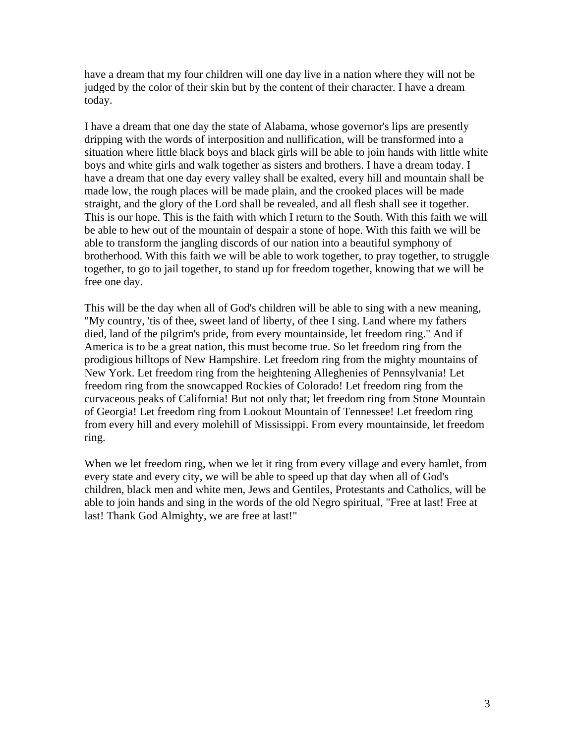have a dream that my four children will one day live in a nation where they will not be judged by the color of their skin but by the content of their character. I have a dream today.

I have a dream that one day the state of Alabama, whose governor's lips are presently dripping with the words of interposition and nullification, will be transformed into a situation where little black boys and black girls will be able to join hands with little white boys and white girls and walk together as sisters and brothers. I have a dream today. I have a dream that one day every valley shall be exalted, every hill and mountain shall be made low, the rough places will be made plain, and the crooked places will be made straight, and the glory of the Lord shall be revealed, and all flesh shall see it together. This is our hope. This is the faith with which I return to the South. With this faith we will be able to hew out of the mountain of despair a stone of hope. With this faith we will be able to transform the jangling discords of our nation into a beautiful symphony of brotherhood. With this faith we will be able to work together, to pray together, to struggle together, to go to jail together, to stand up for freedom together, knowing that we will be free one day.

This will be the day when all of God's children will be able to sing with a new meaning, "My country, 'tis of thee, sweet land of liberty, of thee I sing. Land where my fathers died, land of the pilgrim's pride, from every mountainside, let freedom ring." And if America is to be a great nation, this must become true. So let freedom ring from the prodigious hilltops of New Hampshire. Let freedom ring from the mighty mountains of New York. Let freedom ring from the heightening Alleghenies of Pennsylvania! Let freedom ring from the snowcapped Rockies of Colorado! Let freedom ring from the curvaceous peaks of California! But not only that; let freedom ring from Stone Mountain of Georgia! Let freedom ring from Lookout Mountain of Tennessee! Let freedom ring from every hill and every molehill of Mississippi. From every mountainside, let freedom ring.

When we let freedom ring, when we let it ring from every village and every hamlet, from every state and every city, we will be able to speed up that day when all of God's children, black men and white men, Jews and Gentiles, Protestants and Catholics, will be able to join hands and sing in the words of the old Negro spiritual, "Free at last! Free at last! Thank God Almighty, we are free at last!"